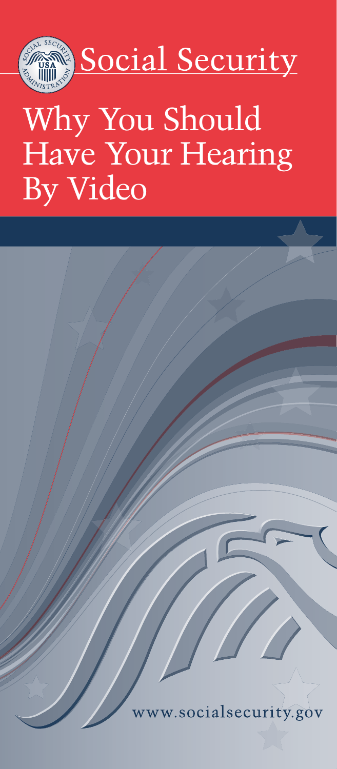Social Security

# Why You Should Have Your Hearing By Video

www.socialsecurity.gov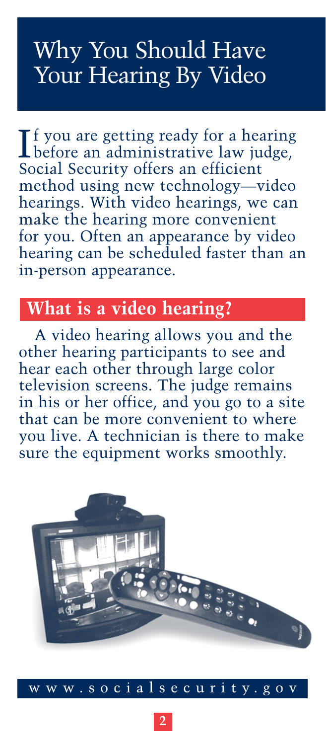# Why You Should Have Your Hearing By Video

If you are getting ready for a hearing before an administrative law judge, Social Security offers an efficient method using new technology—video hearings. With video hearings, we can make the hearing more convenient for you. Often an appearance by video hearing can be scheduled faster than an in-person appearance.

## What is a video hearing?

A video hearing allows you and the other hearing participants to see and hear each other through large color television screens. The judge remains in his or her office, and you go to a site that can be more convenient to where you live. A technician is there to make sure the equipment works smoothly.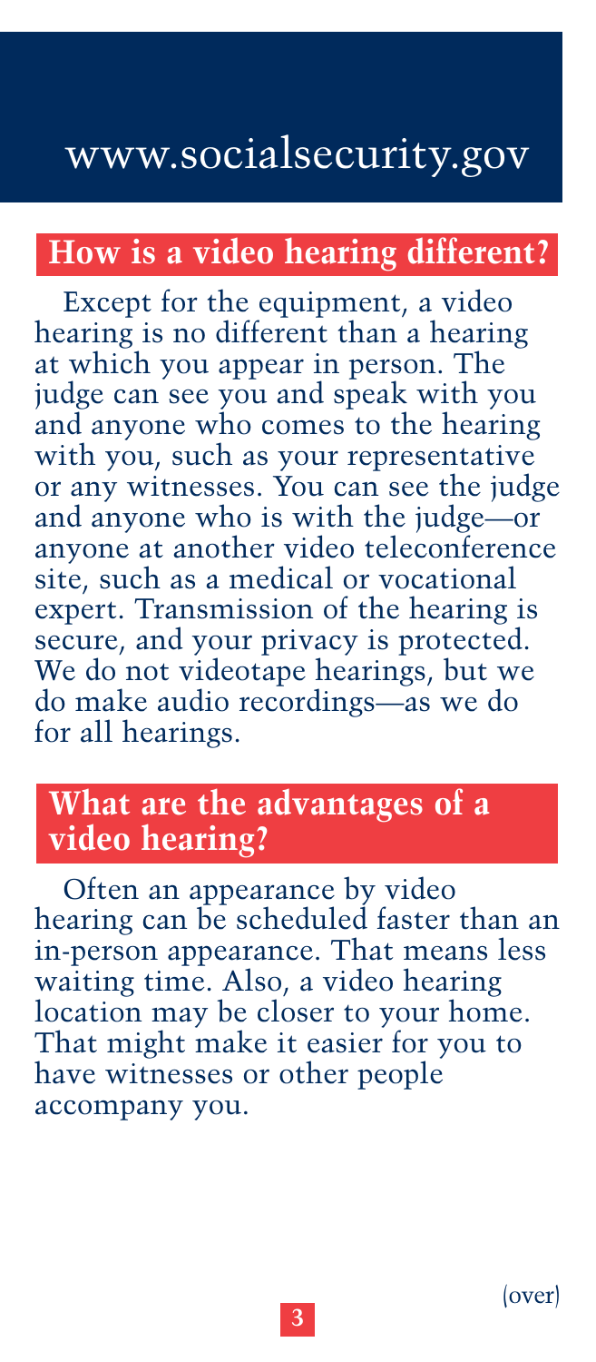## How is a video hearing different?

Except for the equipment, a video hearing is no different than a hearing at which you appear in person. The judge can see you and speak with you and anyone who comes to the hearing with you, such as your representative or any witnesses. You can see the judge and anyone who is with the judge—or anyone at another video teleconference site, such as a medical or vocational expert. Transmission of the hearing is secure, and your privacy is protected. We do not videotape hearings, but we do make audio recordings—as we do for all hearings.

## What are the advantages of a video hearing?

Often an appearance by video hearing can be scheduled faster than an in-person appearance. That means less waiting time. Also, a video hearing location may be closer to your home. That might make it easier for you to have witnesses or other people accompany you.

(over)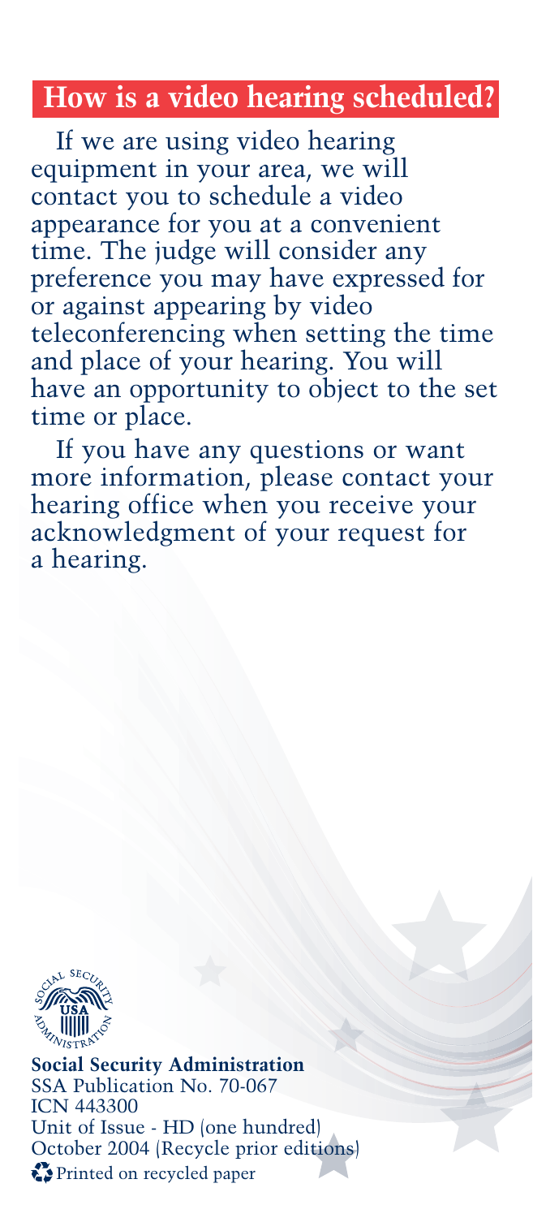## How is a video hearing scheduled?

If we are using video hearing equipment in your area, we will contact you to schedule a video appearance for you at a convenient time. The judge will consider any preference you may have expressed for or against appearing by video teleconferencing when setting the time and place of your hearing. You will have an opportunity to object to the set time or place.

If you have any questions or want more information, please contact your hearing office when you receive your acknowledgment of your request for a hearing.

**Social Security Administration**
SSA Publication No. 70-067
ICN 443300
Unit of Issue - HD (one hundred)
October 2004 (Recycle prior editions)
Printed on recycled paper